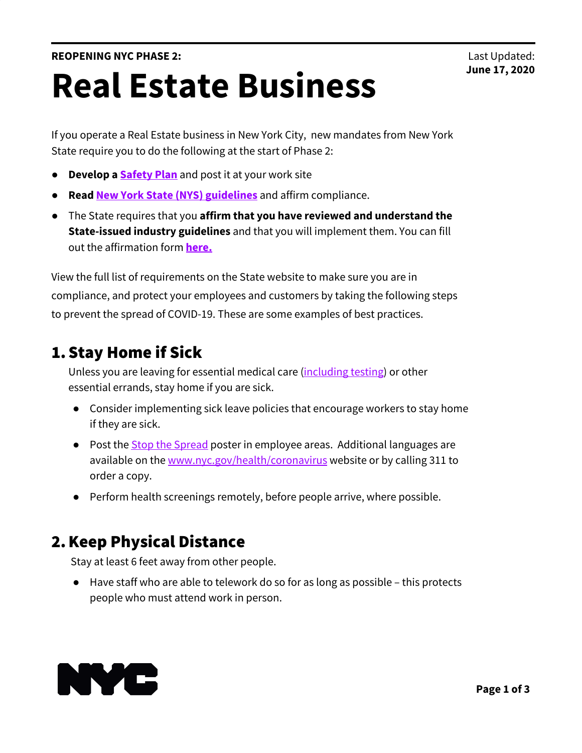**REOPENING NYC PHASE 2:**

# Real Estate Business

Last Updated:
**June 17, 2020**

If you operate a Real Estate business in New York City, new mandates from New York State require you to do the following at the start of Phase 2:

- **Develop a Safety Plan** and post it at your work site
- **Read New York State (NYS) guidelines** and affirm compliance.
- The State requires that you **affirm that you have reviewed and understand the State-issued industry guidelines** and that you will implement them. You can fill out the affirmation form **here.**

View the full list of requirements on the State website to make sure you are in compliance, and protect your employees and customers by taking the following steps to prevent the spread of COVID-19. These are some examples of best practices.

## 1. Stay Home if Sick

Unless you are leaving for essential medical care (including testing) or other essential errands, stay home if you are sick.

- Consider implementing sick leave policies that encourage workers to stay home if they are sick.
- Post the Stop the Spread poster in employee areas. Additional languages are available on the www.nyc.gov/health/coronavirus website or by calling 311 to order a copy.
- Perform health screenings remotely, before people arrive, where possible.

## 2. Keep Physical Distance

Stay at least 6 feet away from other people.

- Have staff who are able to telework do so for as long as possible – this protects people who must attend work in person.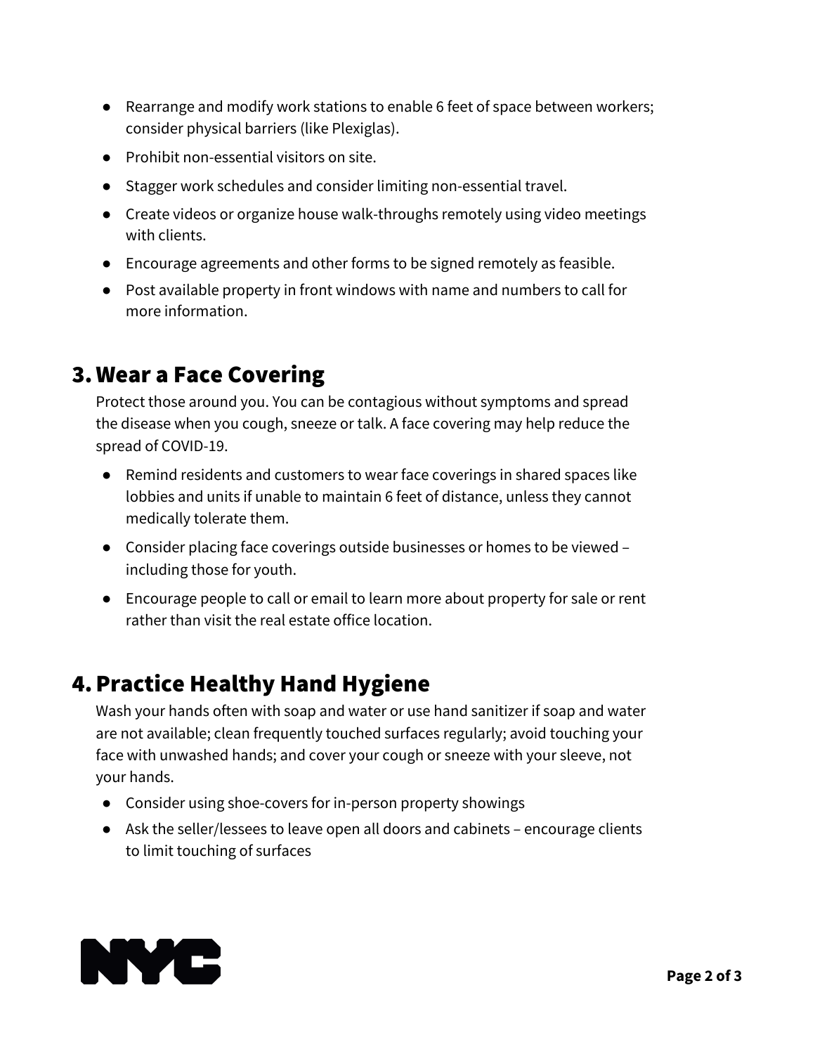- Rearrange and modify work stations to enable 6 feet of space between workers; consider physical barriers (like Plexiglas).
- Prohibit non-essential visitors on site.
- Stagger work schedules and consider limiting non-essential travel.
- Create videos or organize house walk-throughs remotely using video meetings with clients.
- Encourage agreements and other forms to be signed remotely as feasible.
- Post available property in front windows with name and numbers to call for more information.

## 3. Wear a Face Covering

Protect those around you. You can be contagious without symptoms and spread the disease when you cough, sneeze or talk. A face covering may help reduce the spread of COVID-19.

- Remind residents and customers to wear face coverings in shared spaces like lobbies and units if unable to maintain 6 feet of distance, unless they cannot medically tolerate them.
- Consider placing face coverings outside businesses or homes to be viewed – including those for youth.
- Encourage people to call or email to learn more about property for sale or rent rather than visit the real estate office location.

## 4. Practice Healthy Hand Hygiene

Wash your hands often with soap and water or use hand sanitizer if soap and water are not available; clean frequently touched surfaces regularly; avoid touching your face with unwashed hands; and cover your cough or sneeze with your sleeve, not your hands.

- Consider using shoe-covers for in-person property showings
- Ask the seller/lessees to leave open all doors and cabinets – encourage clients to limit touching of surfaces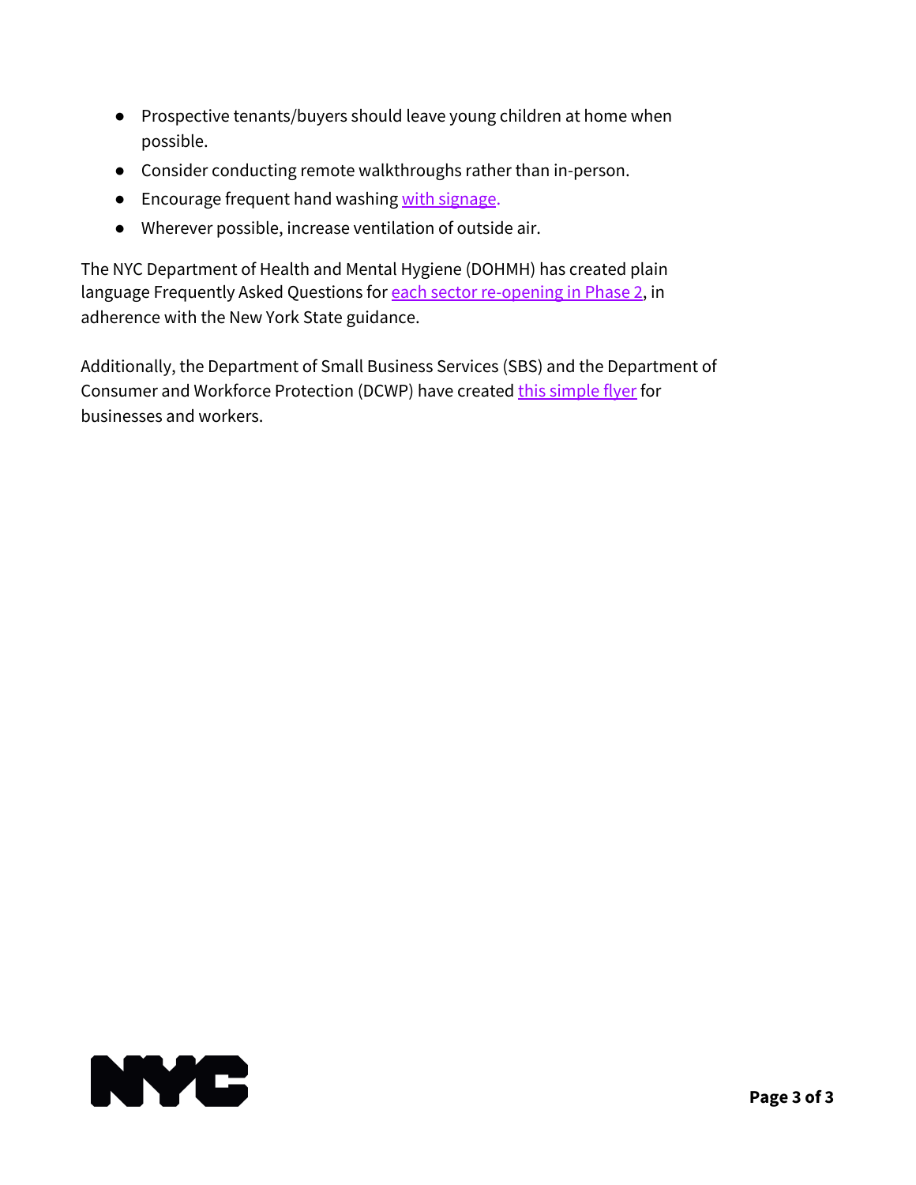- Prospective tenants/buyers should leave young children at home when possible.
- Consider conducting remote walkthroughs rather than in-person.
- Encourage frequent hand washing with signage.
- Wherever possible, increase ventilation of outside air.

The NYC Department of Health and Mental Hygiene (DOHMH) has created plain language Frequently Asked Questions for each sector re-opening in Phase 2, in adherence with the New York State guidance.

Additionally, the Department of Small Business Services (SBS) and the Department of Consumer and Workforce Protection (DCWP) have created this simple flyer for businesses and workers.